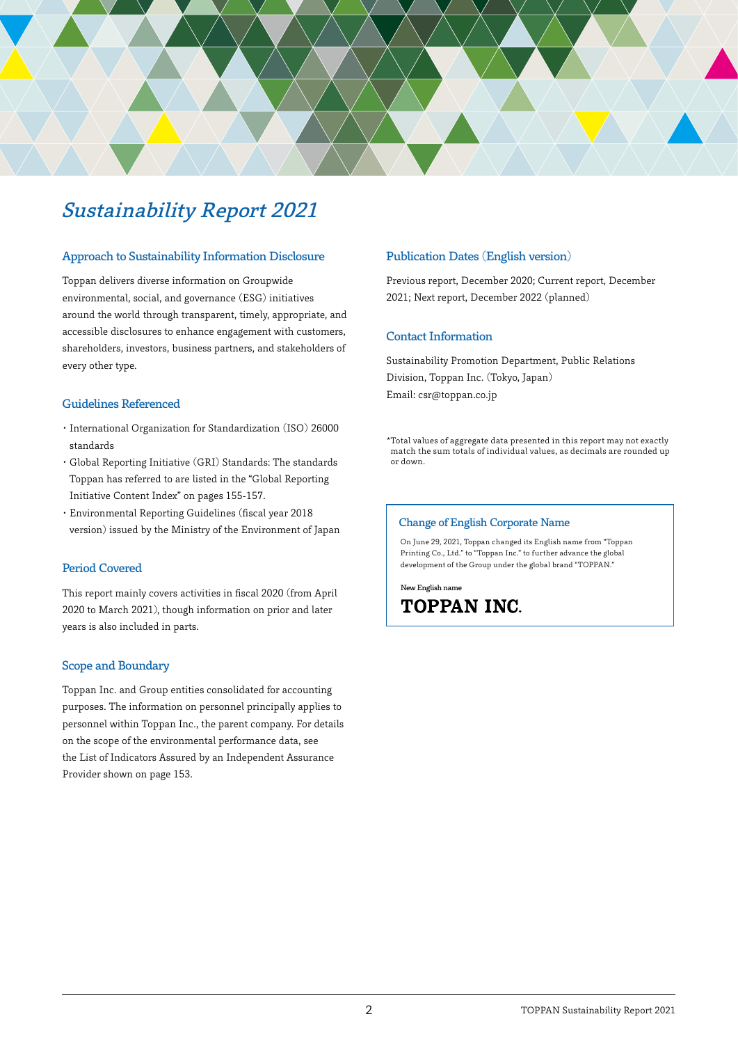# *Sustainability Report 2021*

## Approach to Sustainability Information Disclosure

Toppan delivers diverse information on Groupwide environmental, social, and governance (ESG) initiatives around the world through transparent, timely, appropriate, and accessible disclosures to enhance engagement with customers, shareholders, investors, business partners, and stakeholders of every other type.

## Guidelines Referenced

- International Organization for Standardization (ISO) 26000 standards
- Global Reporting Initiative (GRI) Standards: The standards Toppan has referred to are listed in the "Global Reporting Initiative Content Index" on pages 155-157.
- Environmental Reporting Guidelines (fiscal year 2018 version) issued by the Ministry of the Environment of Japan

## Period Covered

This report mainly covers activities in fiscal 2020 (from April 2020 to March 2021), though information on prior and later years is also included in parts.

## Scope and Boundary

Toppan Inc. and Group entities consolidated for accounting purposes. The information on personnel principally applies to personnel within Toppan Inc., the parent company. For details on the scope of the environmental performance data, see the List of Indicators Assured by an Independent Assurance Provider shown on page 153.

## Publication Dates (English version)

Previous report, December 2020; Current report, December 2021; Next report, December 2022 (planned)

## Contact Information

Sustainability Promotion Department, Public Relations Division, Toppan Inc. (Tokyo, Japan)
Email: csr@toppan.co.jp

*Total values of aggregate data presented in this report may not exactly match the sum totals of individual values, as decimals are rounded up or down.

### Change of English Corporate Name

On June 29, 2021, Toppan changed its English name from "Toppan Printing Co., Ltd." to "Toppan Inc." to further advance the global development of the Group under the global brand "TOPPAN."

New English name

**TOPPAN INC.**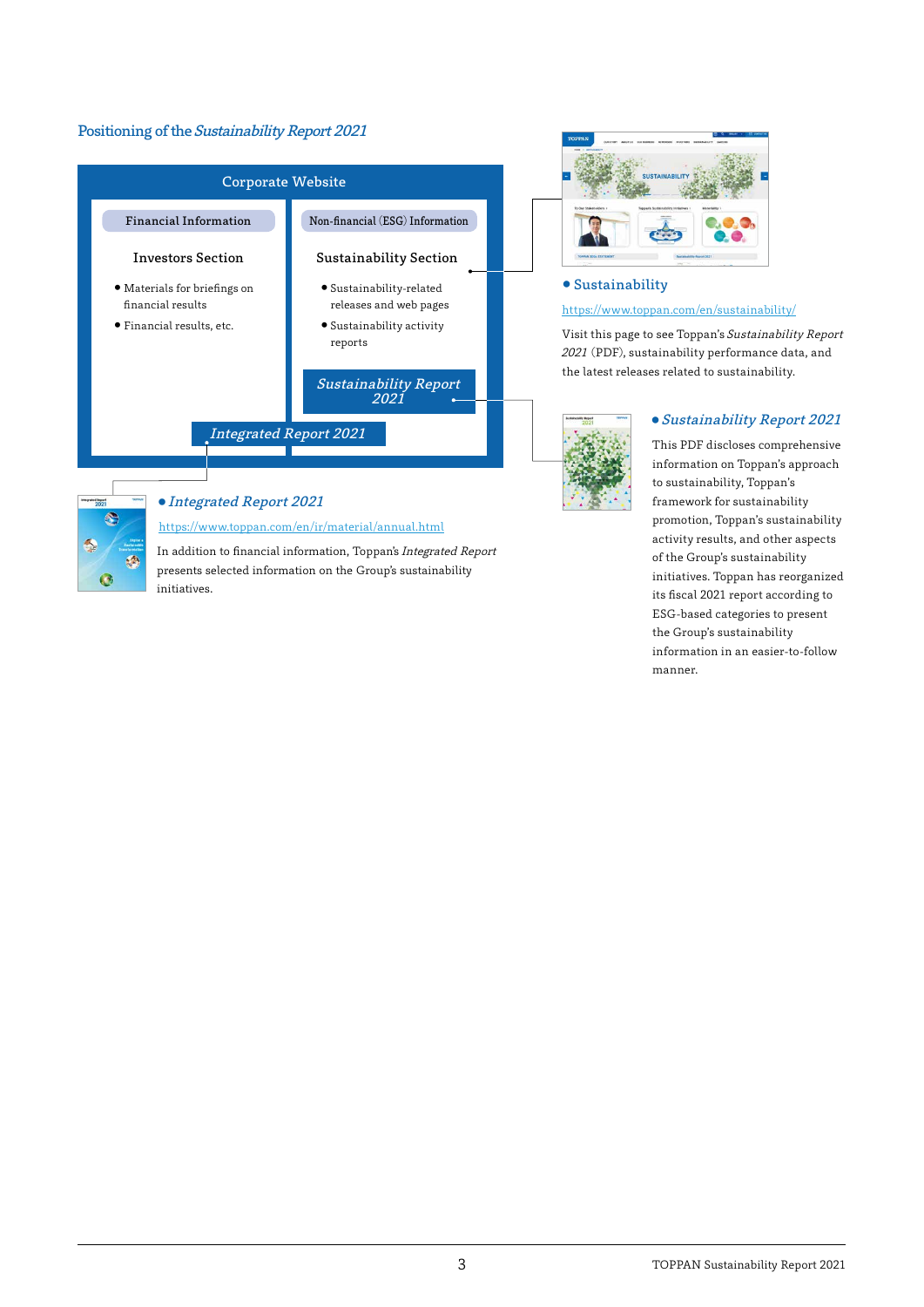## Positioning of the *Sustainability Report 2021*

Corporate Website

Financial Information

Investors Section

- Materials for briefings on financial results
- Financial results, etc.

Non-financial (ESG) Information

Sustainability Section

- Sustainability-related releases and web pages
- Sustainability activity reports

*Sustainability Report 2021*

*Integrated Report 2021*

### ● Sustainability

https://www.toppan.com/en/sustainability/

Visit this page to see Toppan's *Sustainability Report 2021* (PDF), sustainability performance data, and the latest releases related to sustainability.

### ● *Sustainability Report 2021*

This PDF discloses comprehensive information on Toppan's approach to sustainability, Toppan's framework for sustainability promotion, Toppan's sustainability activity results, and other aspects of the Group's sustainability initiatives. Toppan has reorganized its fiscal 2021 report according to ESG-based categories to present the Group's sustainability information in an easier-to-follow manner.

### ● *Integrated Report 2021*

https://www.toppan.com/en/ir/material/annual.html

In addition to financial information, Toppan's *Integrated Report* presents selected information on the Group's sustainability initiatives.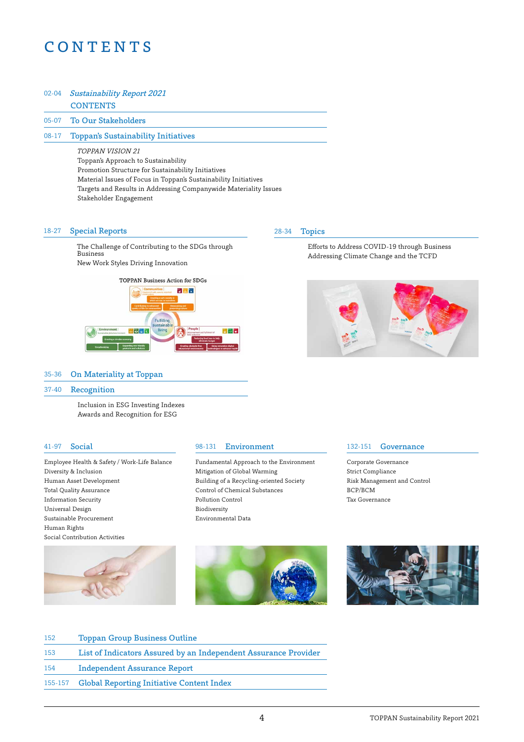# CONTENTS

02-04 *Sustainability Report 2021*
CONTENTS

05-07 To Our Stakeholders

08-17 Toppan's Sustainability Initiatives

- *TOPPAN VISION 21*
- Toppan's Approach to Sustainability
- Promotion Structure for Sustainability Initiatives
- Material Issues of Focus in Toppan's Sustainability Initiatives
- Targets and Results in Addressing Companywide Materiality Issues
- Stakeholder Engagement

18-27 Special Reports

- The Challenge of Contributing to the SDGs through Business
- New Work Styles Driving Innovation

TOPPAN Business Action for SDGs

28-34 Topics

- Efforts to Address COVID-19 through Business
- Addressing Climate Change and the TCFD

35-36 On Materiality at Toppan

37-40 Recognition

- Inclusion in ESG Investing Indexes
- Awards and Recognition for ESG

41-97 Social

- Employee Health & Safety / Work-Life Balance
- Diversity & Inclusion
- Human Asset Development
- Total Quality Assurance
- Information Security
- Universal Design
- Sustainable Procurement
- Human Rights
- Social Contribution Activities

98-131 Environment

- Fundamental Approach to the Environment
- Mitigation of Global Warming
- Building of a Recycling-oriented Society
- Control of Chemical Substances
- Pollution Control
- Biodiversity
- Environmental Data

132-151 Governance

- Corporate Governance
- Strict Compliance
- Risk Management and Control
- BCP/BCM
- Tax Governance

152 Toppan Group Business Outline

153 List of Indicators Assured by an Independent Assurance Provider

154 Independent Assurance Report

155-157 Global Reporting Initiative Content Index